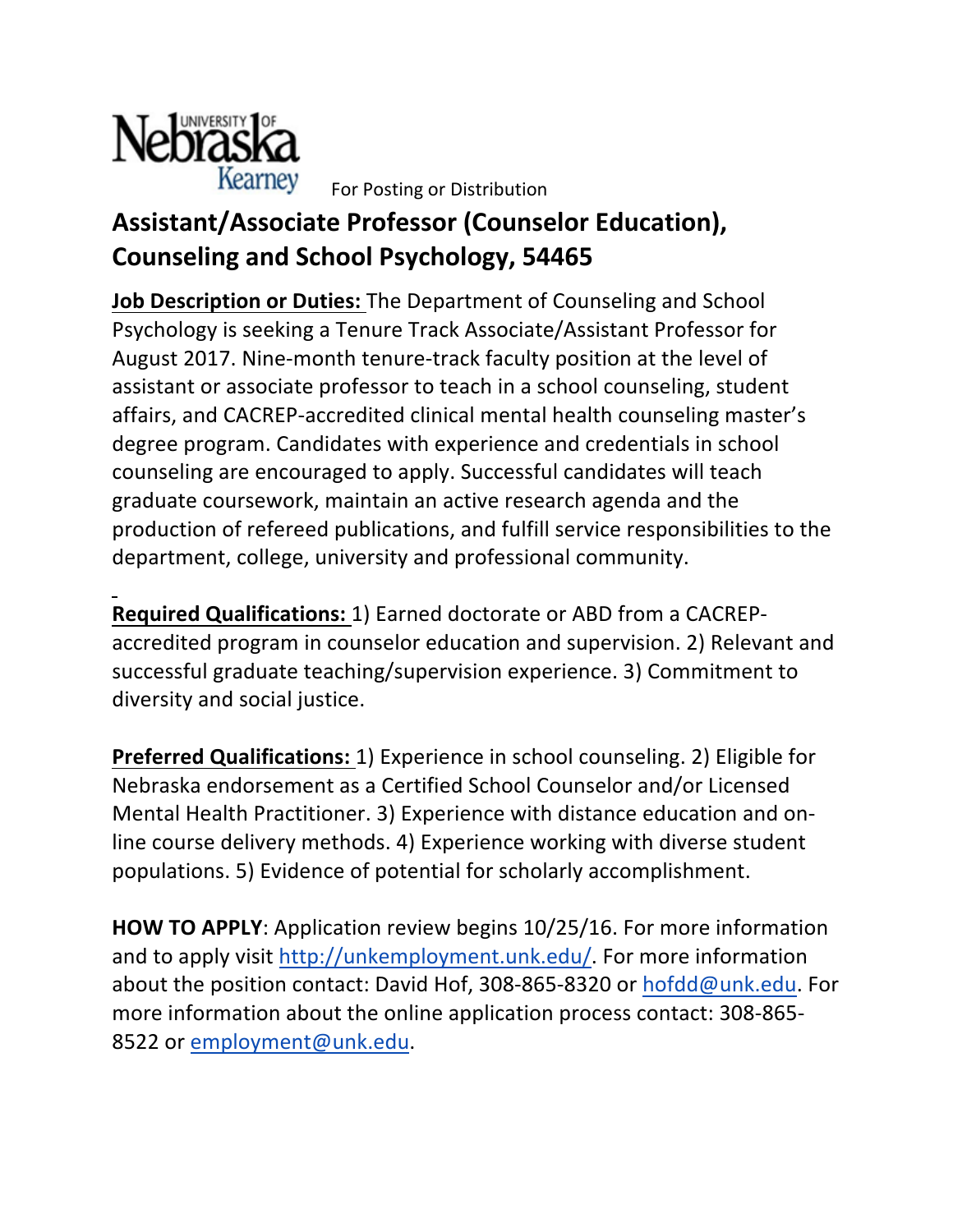University of Nebraska Kearney

For Posting or Distribution

# Assistant/Associate Professor (Counselor Education), Counseling and School Psychology, 54465

**Job Description or Duties:** The Department of Counseling and School Psychology is seeking a Tenure Track Associate/Assistant Professor for August 2017. Nine-month tenure-track faculty position at the level of assistant or associate professor to teach in a school counseling, student affairs, and CACREP-accredited clinical mental health counseling master's degree program. Candidates with experience and credentials in school counseling are encouraged to apply. Successful candidates will teach graduate coursework, maintain an active research agenda and the production of refereed publications, and fulfill service responsibilities to the department, college, university and professional community.

**Required Qualifications:** 1) Earned doctorate or ABD from a CACREP-accredited program in counselor education and supervision. 2) Relevant and successful graduate teaching/supervision experience. 3) Commitment to diversity and social justice.

**Preferred Qualifications:** 1) Experience in school counseling. 2) Eligible for Nebraska endorsement as a Certified School Counselor and/or Licensed Mental Health Practitioner. 3) Experience with distance education and on-line course delivery methods. 4) Experience working with diverse student populations. 5) Evidence of potential for scholarly accomplishment.

**HOW TO APPLY**: Application review begins 10/25/16. For more information and to apply visit http://unkemployment.unk.edu/. For more information about the position contact: David Hof, 308-865-8320 or hofdd@unk.edu. For more information about the online application process contact: 308-865-8522 or employment@unk.edu.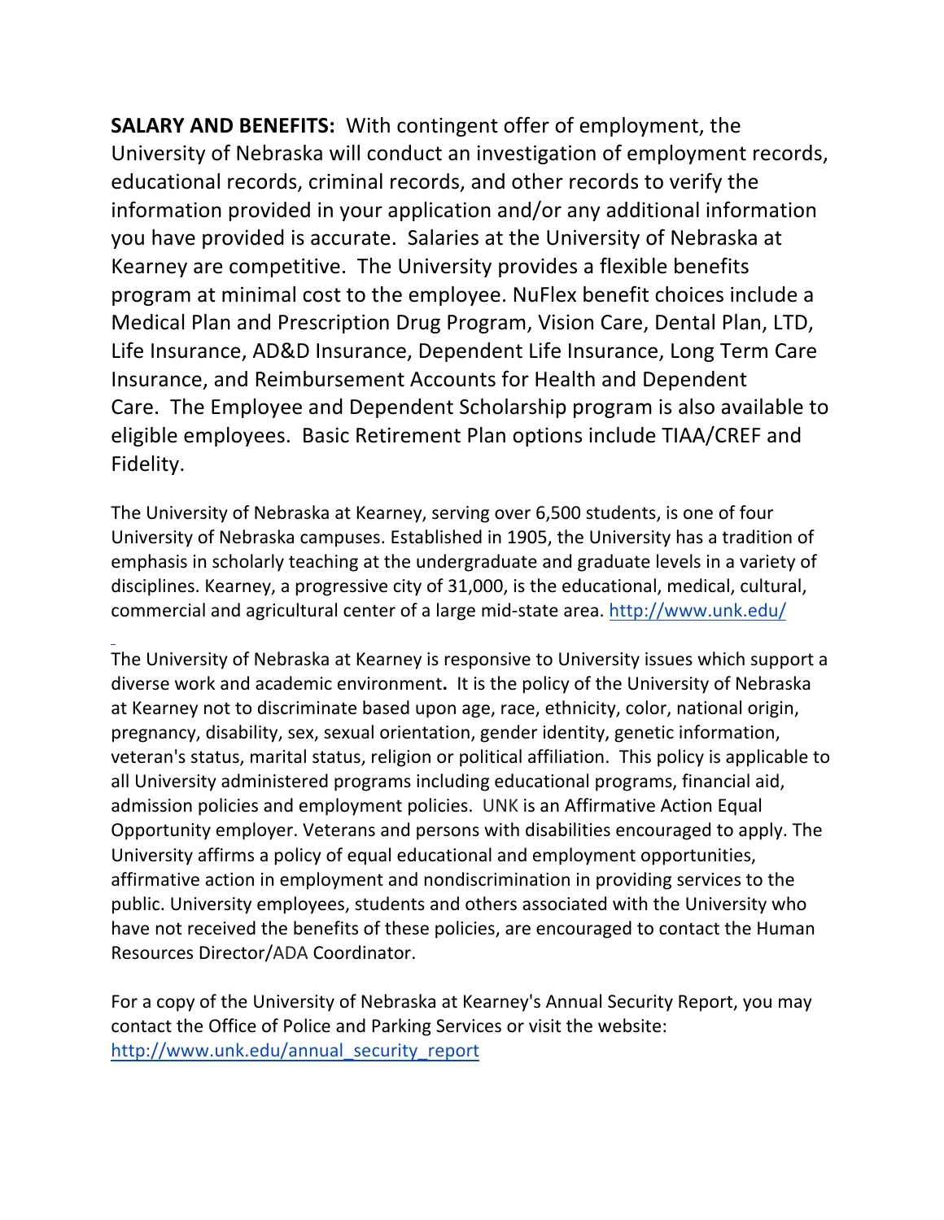**SALARY AND BENEFITS:** With contingent offer of employment, the University of Nebraska will conduct an investigation of employment records, educational records, criminal records, and other records to verify the information provided in your application and/or any additional information you have provided is accurate. Salaries at the University of Nebraska at Kearney are competitive. The University provides a flexible benefits program at minimal cost to the employee. NuFlex benefit choices include a Medical Plan and Prescription Drug Program, Vision Care, Dental Plan, LTD, Life Insurance, AD&D Insurance, Dependent Life Insurance, Long Term Care Insurance, and Reimbursement Accounts for Health and Dependent Care. The Employee and Dependent Scholarship program is also available to eligible employees. Basic Retirement Plan options include TIAA/CREF and Fidelity.

The University of Nebraska at Kearney, serving over 6,500 students, is one of four University of Nebraska campuses. Established in 1905, the University has a tradition of emphasis in scholarly teaching at the undergraduate and graduate levels in a variety of disciplines. Kearney, a progressive city of 31,000, is the educational, medical, cultural, commercial and agricultural center of a large mid-state area. http://www.unk.edu/

The University of Nebraska at Kearney is responsive to University issues which support a diverse work and academic environment. It is the policy of the University of Nebraska at Kearney not to discriminate based upon age, race, ethnicity, color, national origin, pregnancy, disability, sex, sexual orientation, gender identity, genetic information, veteran's status, marital status, religion or political affiliation. This policy is applicable to all University administered programs including educational programs, financial aid, admission policies and employment policies. UNK is an Affirmative Action Equal Opportunity employer. Veterans and persons with disabilities encouraged to apply. The University affirms a policy of equal educational and employment opportunities, affirmative action in employment and nondiscrimination in providing services to the public. University employees, students and others associated with the University who have not received the benefits of these policies, are encouraged to contact the Human Resources Director/ADA Coordinator.

For a copy of the University of Nebraska at Kearney's Annual Security Report, you may contact the Office of Police and Parking Services or visit the website: http://www.unk.edu/annual_security_report